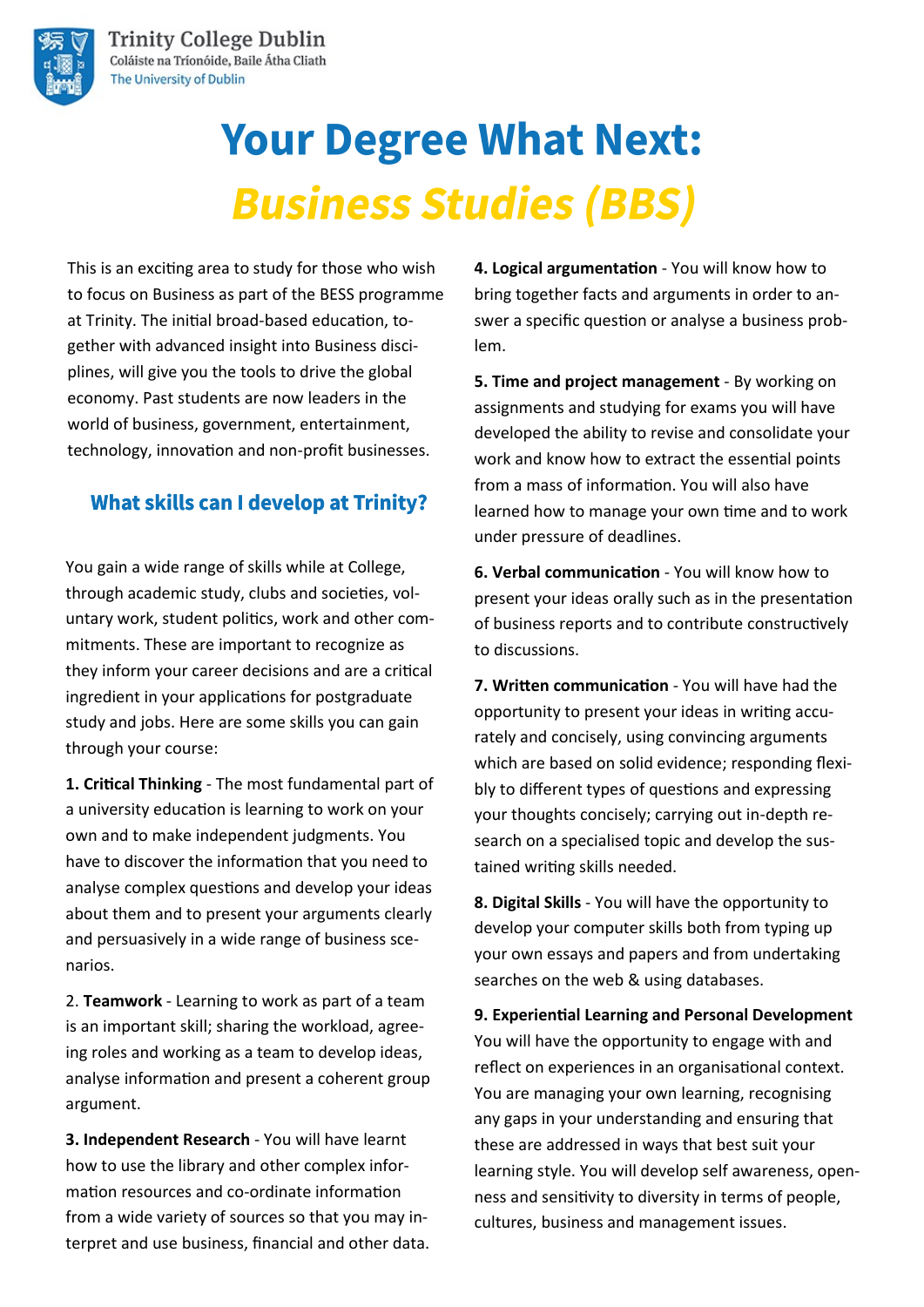Trinity College Dublin
Coláiste na Tríonóide, Baile Átha Cliath
The University of Dublin

# Your Degree What Next: *Business Studies (BBS)*

This is an exciting area to study for those who wish to focus on Business as part of the BESS programme at Trinity. The initial broad-based education, together with advanced insight into Business disciplines, will give you the tools to drive the global economy. Past students are now leaders in the world of business, government, entertainment, technology, innovation and non-profit businesses.

## What skills can I develop at Trinity?

You gain a wide range of skills while at College, through academic study, clubs and societies, voluntary work, student politics, work and other commitments. These are important to recognize as they inform your career decisions and are a critical ingredient in your applications for postgraduate study and jobs. Here are some skills you can gain through your course:

**1. Critical Thinking** - The most fundamental part of a university education is learning to work on your own and to make independent judgments. You have to discover the information that you need to analyse complex questions and develop your ideas about them and to present your arguments clearly and persuasively in a wide range of business scenarios.

2. **Teamwork** - Learning to work as part of a team is an important skill; sharing the workload, agreeing roles and working as a team to develop ideas, analyse information and present a coherent group argument.

**3. Independent Research** - You will have learnt how to use the library and other complex information resources and co-ordinate information from a wide variety of sources so that you may interpret and use business, financial and other data.

**4. Logical argumentation** - You will know how to bring together facts and arguments in order to answer a specific question or analyse a business problem.

**5. Time and project management** - By working on assignments and studying for exams you will have developed the ability to revise and consolidate your work and know how to extract the essential points from a mass of information. You will also have learned how to manage your own time and to work under pressure of deadlines.

**6. Verbal communication** - You will know how to present your ideas orally such as in the presentation of business reports and to contribute constructively to discussions.

**7. Written communication** - You will have had the opportunity to present your ideas in writing accurately and concisely, using convincing arguments which are based on solid evidence; responding flexibly to different types of questions and expressing your thoughts concisely; carrying out in-depth research on a specialised topic and develop the sustained writing skills needed.

**8. Digital Skills** - You will have the opportunity to develop your computer skills both from typing up your own essays and papers and from undertaking searches on the web & using databases.

**9. Experiential Learning and Personal Development**
You will have the opportunity to engage with and reflect on experiences in an organisational context. You are managing your own learning, recognising any gaps in your understanding and ensuring that these are addressed in ways that best suit your learning style. You will develop self awareness, openness and sensitivity to diversity in terms of people, cultures, business and management issues.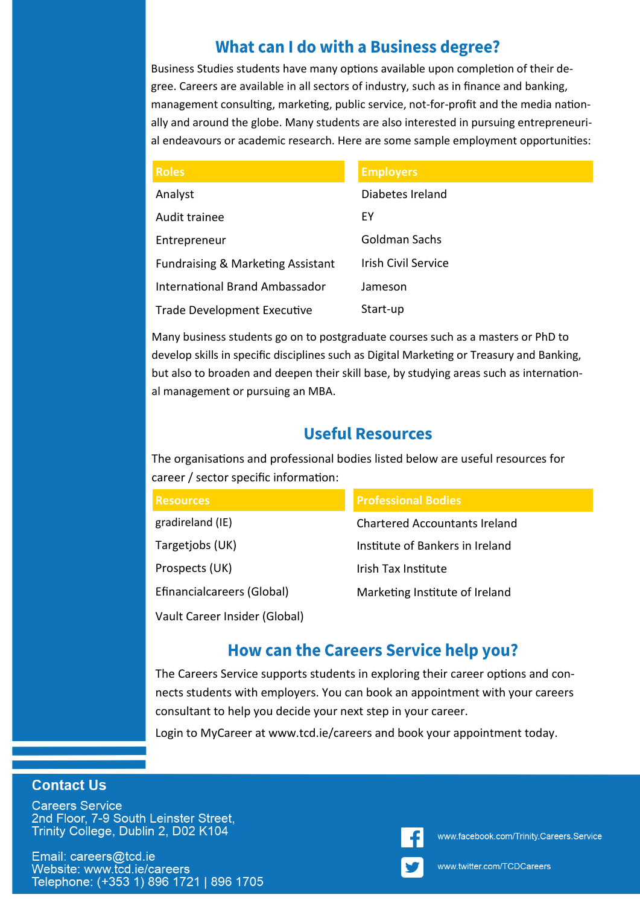## What can I do with a Business degree?

Business Studies students have many options available upon completion of their degree. Careers are available in all sectors of industry, such as in finance and banking, management consulting, marketing, public service, not-for-profit and the media nationally and around the globe. Many students are also interested in pursuing entrepreneurial endeavours or academic research. Here are some sample employment opportunities:

| Roles | Employers |
|---|---|
| Analyst | Diabetes Ireland |
| Audit trainee | EY |
| Entrepreneur | Goldman Sachs |
| Fundraising & Marketing Assistant | Irish Civil Service |
| International Brand Ambassador | Jameson |
| Trade Development Executive | Start-up |

Many business students go on to postgraduate courses such as a masters or PhD to develop skills in specific disciplines such as Digital Marketing or Treasury and Banking, but also to broaden and deepen their skill base, by studying areas such as international management or pursuing an MBA.

## Useful Resources

The organisations and professional bodies listed below are useful resources for career / sector specific information:

| Resources | Professional Bodies |
|---|---|
| gradireland (IE) | Chartered Accountants Ireland |
| Targetjobs (UK) | Institute of Bankers in Ireland |
| Prospects (UK) | Irish Tax Institute |
| Efinancialcareers (Global) | Marketing Institute of Ireland |
| Vault Career Insider (Global) | |

## How can the Careers Service help you?

The Careers Service supports students in exploring their career options and connects students with employers. You can book an appointment with your careers consultant to help you decide your next step in your career.

Login to MyCareer at www.tcd.ie/careers and book your appointment today.

### Contact Us

Careers Service
2nd Floor, 7-9 South Leinster Street,
Trinity College, Dublin 2, D02 K104

Email: careers@tcd.ie
Website: www.tcd.ie/careers
Telephone: (+353 1) 896 1721 | 896 1705

www.facebook.com/Trinity.Careers.Service

www.twitter.com/TCDCareers